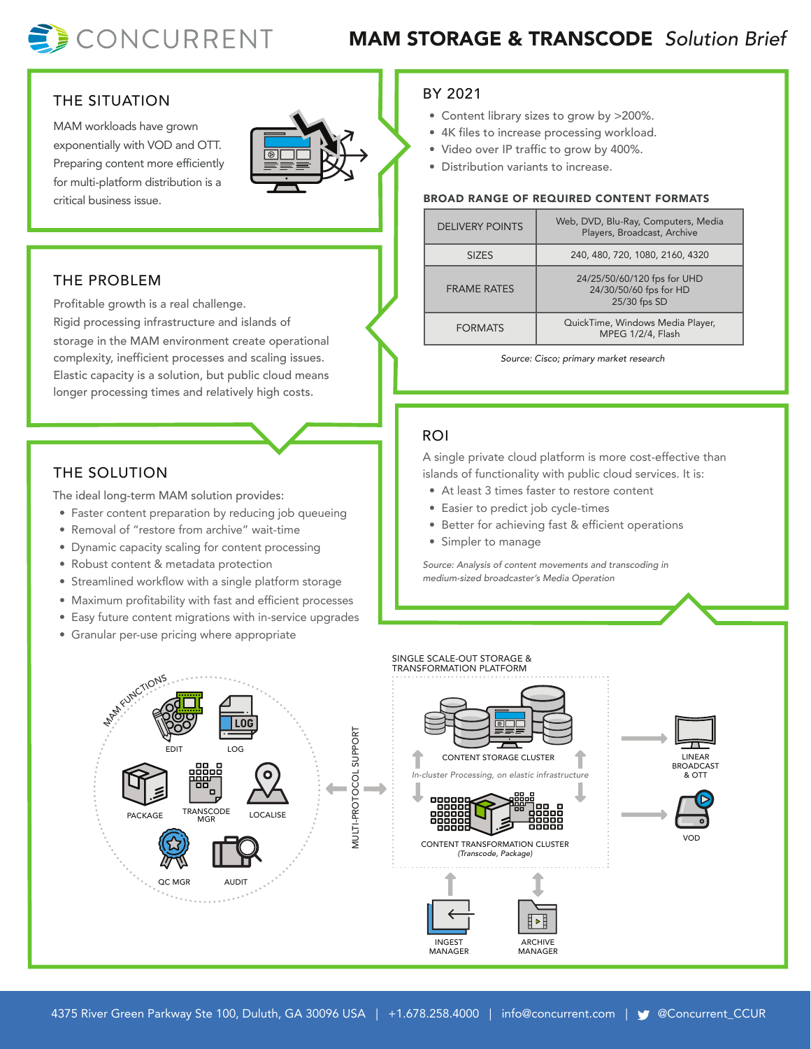# CONCURRENT

## MAM STORAGE & TRANSCODE *Solution Brief*

### THE SITUATION

MAM workloads have grown exponentially with VOD and OTT. Preparing content more efficiently for multi-platform distribution is a critical business issue.

### BY 2021

- Content library sizes to grow by >200%.
- 4K files to increase processing workload.
- Video over IP traffic to grow by 400%.
- Distribution variants to increase.

**BROAD RANGE OF REQUIRED CONTENT FORMATS**

| | |
|---|---|
| DELIVERY POINTS | Web, DVD, Blu-Ray, Computers, Media Players, Broadcast, Archive |
| SIZES | 240, 480, 720, 1080, 2160, 4320 |
| FRAME RATES | 24/25/50/60/120 fps for UHD<br>24/30/50/60 fps for HD<br>25/30 fps SD |
| FORMATS | QuickTime, Windows Media Player, MPEG 1/2/4, Flash |

*Source: Cisco; primary market research*

### THE PROBLEM

Profitable growth is a real challenge.
Rigid processing infrastructure and islands of storage in the MAM environment create operational complexity, inefficient processes and scaling issues. Elastic capacity is a solution, but public cloud means longer processing times and relatively high costs.

### ROI

A single private cloud platform is more cost-effective than islands of functionality with public cloud services. It is:

- At least 3 times faster to restore content
- Easier to predict job cycle-times
- Better for achieving fast & efficient operations
- Simpler to manage

*Source: Analysis of content movements and transcoding in medium-sized broadcaster's Media Operation*

### THE SOLUTION

The ideal long-term MAM solution provides:

- Faster content preparation by reducing job queueing
- Removal of "restore from archive" wait-time
- Dynamic capacity scaling for content processing
- Robust content & metadata protection
- Streamlined workflow with a single platform storage
- Maximum profitability with fast and efficient processes
- Easy future content migrations with in-service upgrades
- Granular per-use pricing where appropriate

MAM FUNCTIONS: EDIT, LOG, PACKAGE, TRANSCODE MGR, LOCALISE, QC MGR, AUDIT

MULTI-PROTOCOL SUPPORT

SINGLE SCALE-OUT STORAGE & TRANSFORMATION PLATFORM

CONTENT STORAGE CLUSTER

*In-cluster Processing, on elastic infrastructure*

CONTENT TRANSFORMATION CLUSTER
*(Transcode, Package)*

INGEST MANAGER

ARCHIVE MANAGER

LINEAR BROADCAST & OTT

VOD

4375 River Green Parkway Ste 100, Duluth, GA 30096 USA | +1.678.258.4000 | info@concurrent.com | @Concurrent_CCUR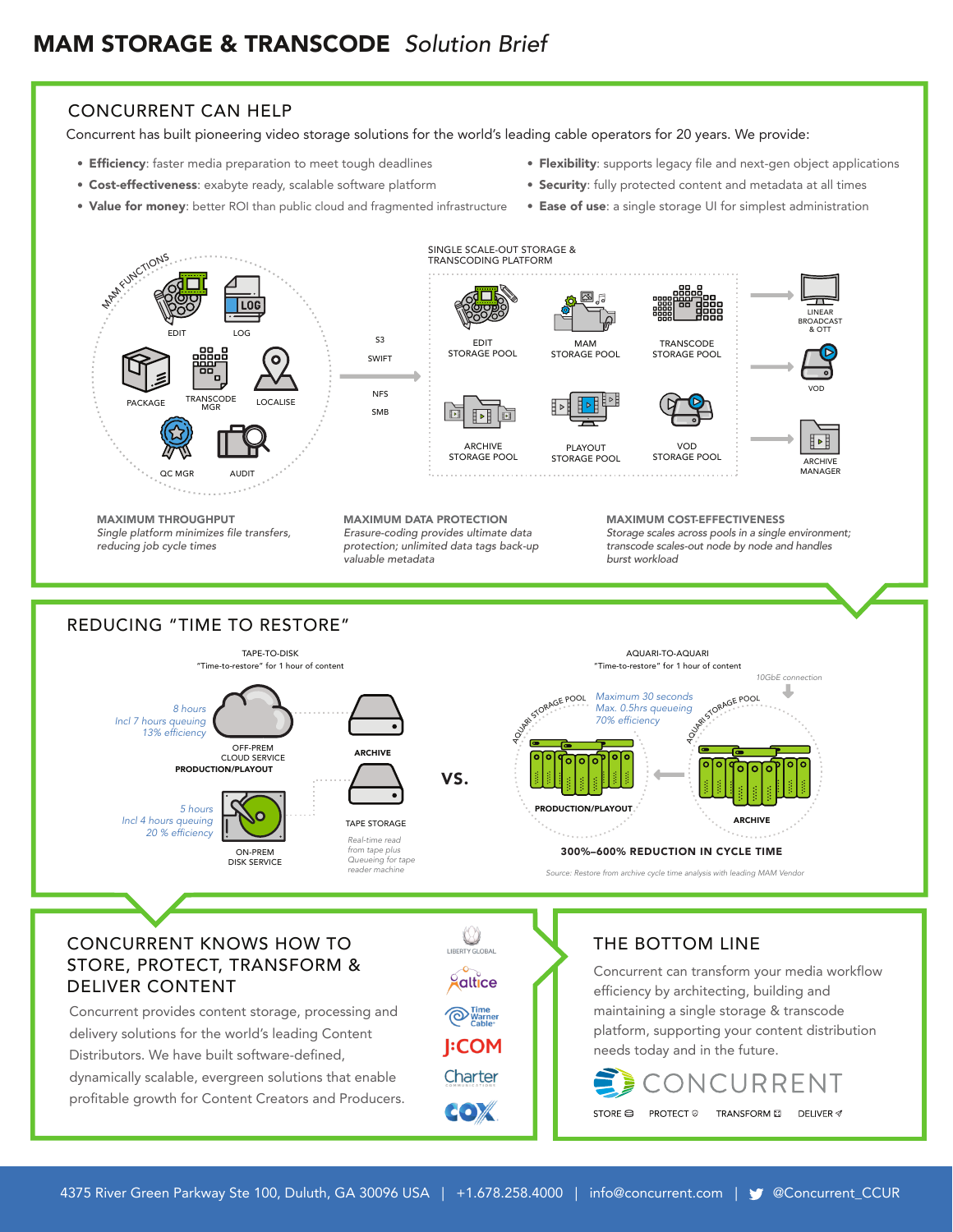# MAM STORAGE & TRANSCODE *Solution Brief*

## CONCURRENT CAN HELP

Concurrent has built pioneering video storage solutions for the world's leading cable operators for 20 years. We provide:

- **Efficiency**: faster media preparation to meet tough deadlines
- **Cost-effectiveness**: exabyte ready, scalable software platform
- **Value for money**: better ROI than public cloud and fragmented infrastructure
- **Flexibility**: supports legacy file and next-gen object applications
- **Security**: fully protected content and metadata at all times
- **Ease of use**: a single storage UI for simplest administration

MAM FUNCTIONS

EDIT
LOG
PACKAGE
TRANSCODE MGR
LOCALISE
QC MGR
AUDIT

S3
SWIFT
NFS
SMB

SINGLE SCALE-OUT STORAGE & TRANSCODING PLATFORM

EDIT STORAGE POOL
MAM STORAGE POOL
TRANSCODE STORAGE POOL
ARCHIVE STORAGE POOL
PLAYOUT STORAGE POOL
VOD STORAGE POOL

LINEAR BROADCAST & OTT
VOD
ARCHIVE MANAGER

**MAXIMUM THROUGHPUT**
*Single platform minimizes file transfers, reducing job cycle times*

**MAXIMUM DATA PROTECTION**
*Erasure-coding provides ultimate data protection; unlimited data tags back-up valuable metadata*

**MAXIMUM COST-EFFECTIVENESS**
*Storage scales across pools in a single environment; transcode scales-out node by node and handles burst workload*

## REDUCING "TIME TO RESTORE"

TAPE-TO-DISK
"Time-to-restore" for 1 hour of content

*8 hours*
*Incl 7 hours queuing*
*13% efficiency*

OFF-PREM CLOUD SERVICE
**PRODUCTION/PLAYOUT**

*5 hours*
*Incl 4 hours queuing*
*20 % efficiency*

ON-PREM DISK SERVICE

**ARCHIVE**

TAPE STORAGE
*Real-time read from tape plus Queueing for tape reader machine*

**VS.**

AQUARI-TO-AQUARI
"Time-to-restore" for 1 hour of content

*10GbE connection*

AQUARI STORAGE POOL
*Maximum 30 seconds*
*Max. 0.5hrs queueing*
*70% efficiency*

AQUARI STORAGE POOL

**PRODUCTION/PLAYOUT**
**ARCHIVE**

**300%–600% REDUCTION IN CYCLE TIME**

*Source: Restore from archive cycle time analysis with leading MAM Vendor*

## CONCURRENT KNOWS HOW TO STORE, PROTECT, TRANSFORM & DELIVER CONTENT

Concurrent provides content storage, processing and delivery solutions for the world's leading Content Distributors. We have built software-defined, dynamically scalable, evergreen solutions that enable profitable growth for Content Creators and Producers.

LIBERTY GLOBAL
altice
Time Warner Cable
J:COM
Charter
COX

## THE BOTTOM LINE

Concurrent can transform your media workflow efficiency by architecting, building and maintaining a single storage & transcode platform, supporting your content distribution needs today and in the future.

CONCURRENT

STORE PROTECT TRANSFORM DELIVER

4375 River Green Parkway Ste 100, Duluth, GA 30096 USA | +1.678.258.4000 | info@concurrent.com | @Concurrent_CCUR